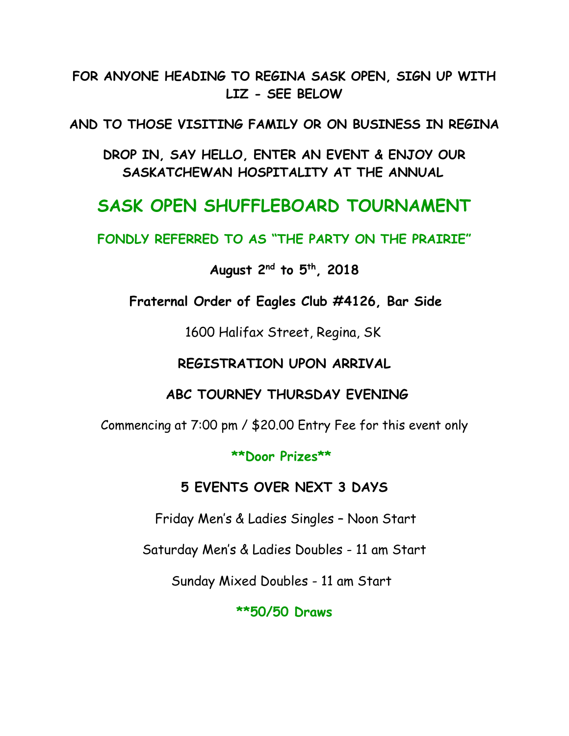**FOR ANYONE HEADING TO REGINA SASK OPEN, SIGN UP WITH LIZ - SEE BELOW**

**AND TO THOSE VISITING FAMILY OR ON BUSINESS IN REGINA**

**DROP IN, SAY HELLO, ENTER AN EVENT & ENJOY OUR SASKATCHEWAN HOSPITALITY AT THE ANNUAL**

# SASK OPEN SHUFFLEBOARD TOURNAMENT

**FONDLY REFERRED TO AS "THE PARTY ON THE PRAIRIE"**

**August 2nd to 5th, 2018**

**Fraternal Order of Eagles Club #4126, Bar Side**

1600 Halifax Street, Regina, SK

**REGISTRATION UPON ARRIVAL**

**ABC TOURNEY THURSDAY EVENING**

Commencing at 7:00 pm / $20.00 Entry Fee for this event only

****Door Prizes****

**5 EVENTS OVER NEXT 3 DAYS**

Friday Men's & Ladies Singles – Noon Start

Saturday Men's & Ladies Doubles - 11 am Start

Sunday Mixed Doubles - 11 am Start

****50/50 Draws**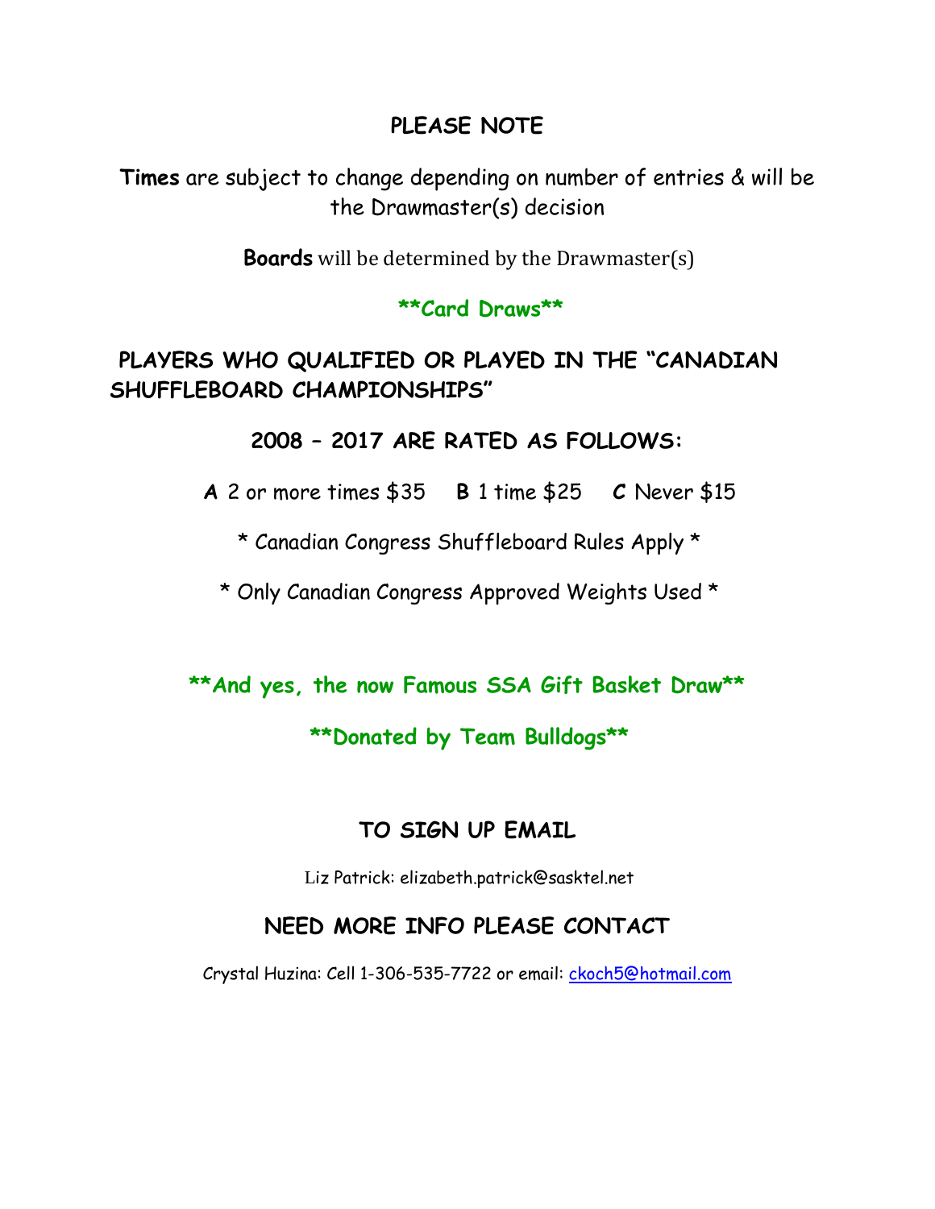## PLEASE NOTE

**Times** are subject to change depending on number of entries & will be the Drawmaster(s) decision

**Boards** will be determined by the Drawmaster(s)

**\*\*Card Draws\*\***

**PLAYERS WHO QUALIFIED OR PLAYED IN THE "CANADIAN SHUFFLEBOARD CHAMPIONSHIPS"**

**2008 – 2017 ARE RATED AS FOLLOWS:**

**A** 2 or more times $35 **B** 1 time $25 **C** Never $15

* Canadian Congress Shuffleboard Rules Apply *

* Only Canadian Congress Approved Weights Used *

**\*\*And yes, the now Famous SSA Gift Basket Draw\*\***

**\*\*Donated by Team Bulldogs\*\***

## TO SIGN UP EMAIL

Liz Patrick: elizabeth.patrick@sasktel.net

## NEED MORE INFO PLEASE CONTACT

Crystal Huzina: Cell 1-306-535-7722 or email: ckoch5@hotmail.com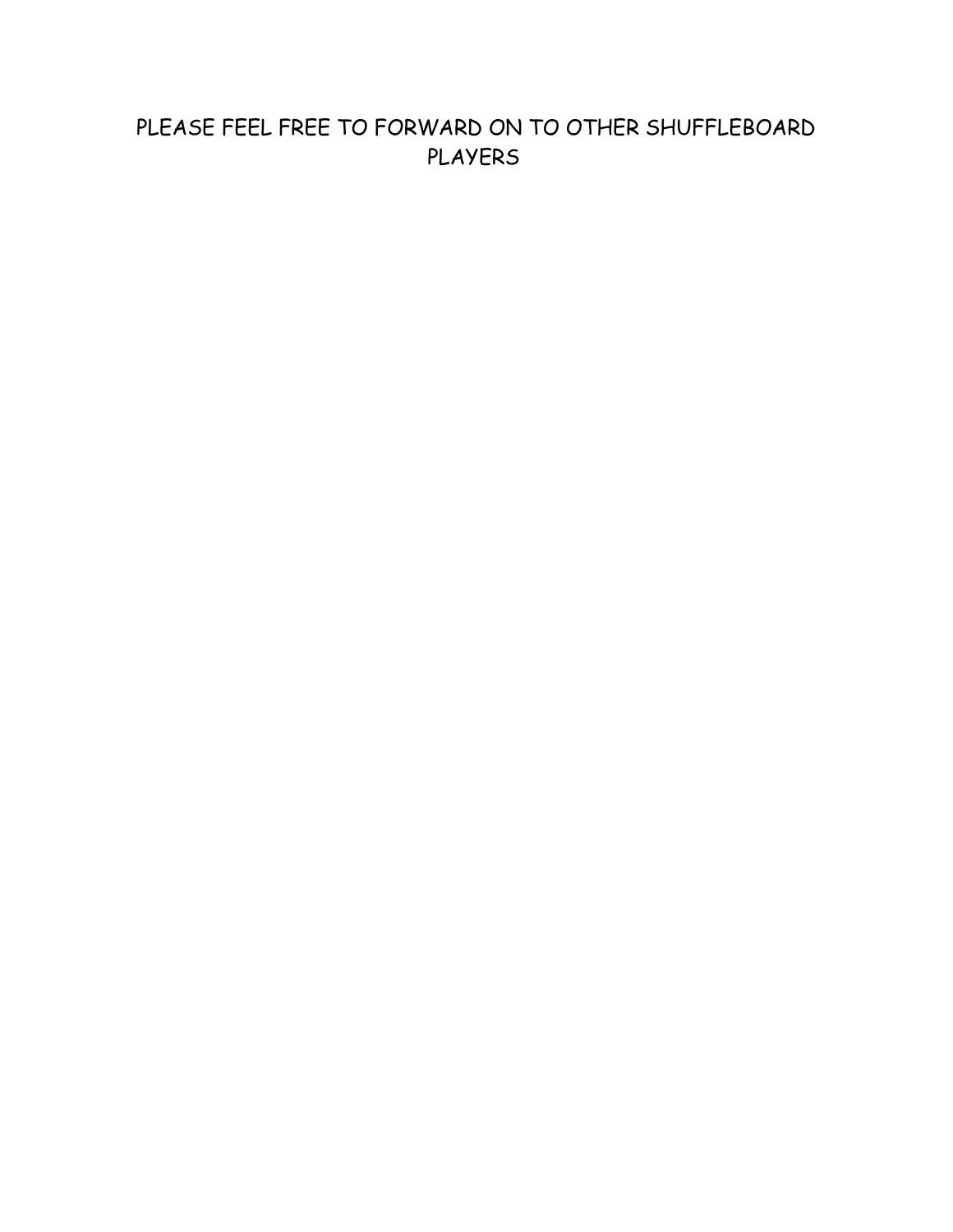PLEASE FEEL FREE TO FORWARD ON TO OTHER SHUFFLEBOARD PLAYERS